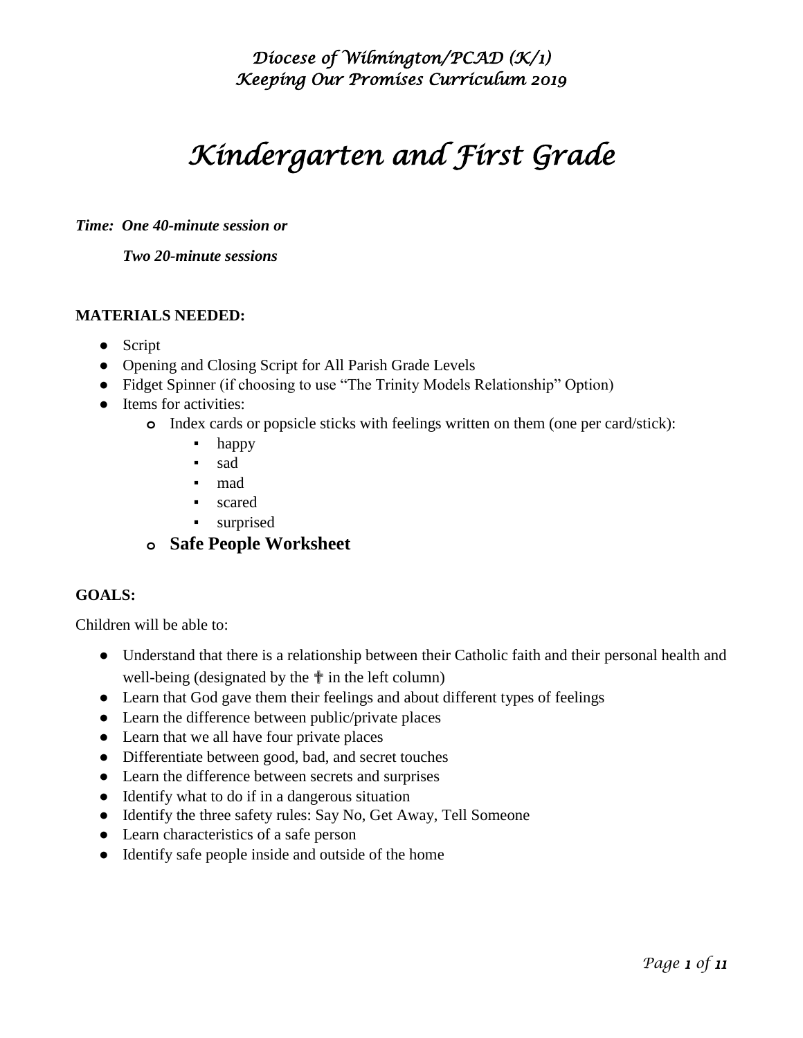*Diocese of Wilmington/PCAD (K/1)*
*Keeping Our Promises Curriculum 2019*

# *Kindergarten and First Grade*

***Time: One 40-minute session or***

***Two 20-minute sessions***

**MATERIALS NEEDED:**

- Script
- Opening and Closing Script for All Parish Grade Levels
- Fidget Spinner (if choosing to use "The Trinity Models Relationship" Option)
- Items for activities:
  - Index cards or popsicle sticks with feelings written on them (one per card/stick):
    - happy
    - sad
    - mad
    - scared
    - surprised
  - **Safe People Worksheet**

**GOALS:**

Children will be able to:

- Understand that there is a relationship between their Catholic faith and their personal health and well-being (designated by the ✝ in the left column)
- Learn that God gave them their feelings and about different types of feelings
- Learn the difference between public/private places
- Learn that we all have four private places
- Differentiate between good, bad, and secret touches
- Learn the difference between secrets and surprises
- Identify what to do if in a dangerous situation
- Identify the three safety rules: Say No, Get Away, Tell Someone
- Learn characteristics of a safe person
- Identify safe people inside and outside of the home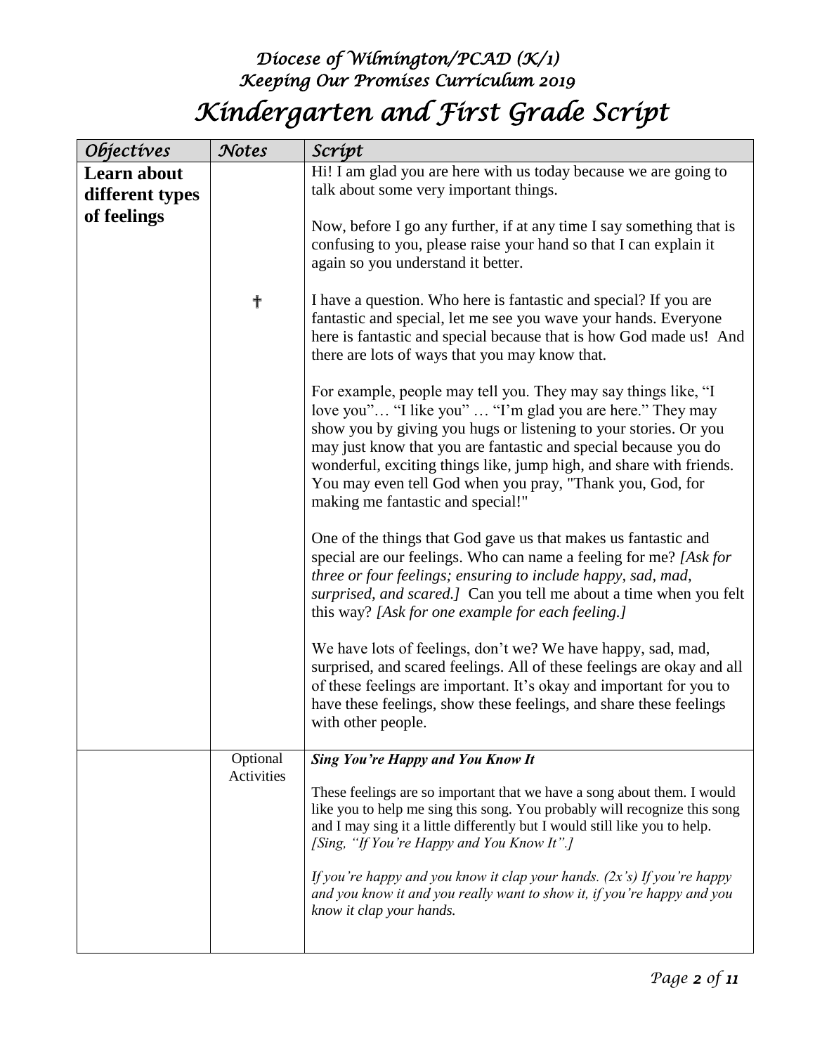# Diocese of Wilmington/PCAD (K/1)
# Keeping Our Promises Curriculum 2019
# Kindergarten and First Grade Script

| Objectives | Notes | Script |
|---|---|---|
| **Learn about different types of feelings** | † | Hi! I am glad you are here with us today because we are going to talk about some very important things.<br><br>Now, before I go any further, if at any time I say something that is confusing to you, please raise your hand so that I can explain it again so you understand it better.<br><br>I have a question. Who here is fantastic and special? If you are fantastic and special, let me see you wave your hands. Everyone here is fantastic and special because that is how God made us! And there are lots of ways that you may know that.<br><br>For example, people may tell you. They may say things like, "I love you"… "I like you" … "I'm glad you are here." They may show you by giving you hugs or listening to your stories. Or you may just know that you are fantastic and special because you do wonderful, exciting things like, jump high, and share with friends. You may even tell God when you pray, "Thank you, God, for making me fantastic and special!"<br><br>One of the things that God gave us that makes us fantastic and special are our feelings. Who can name a feeling for me? *[Ask for three or four feelings; ensuring to include happy, sad, mad, surprised, and scared.]* Can you tell me about a time when you felt this way? *[Ask for one example for each feeling.]*<br><br>We have lots of feelings, don't we? We have happy, sad, mad, surprised, and scared feelings. All of these feelings are okay and all of these feelings are important. It's okay and important for you to have these feelings, show these feelings, and share these feelings with other people. |
| | Optional Activities | ***Sing You're Happy and You Know It***<br><br>These feelings are so important that we have a song about them. I would like you to help me sing this song. You probably will recognize this song and I may sing it a little differently but I would still like you to help. *[Sing, "If You're Happy and You Know It".]*<br><br>*If you're happy and you know it clap your hands. (2x's) If you're happy and you know it and you really want to show it, if you're happy and you know it clap your hands.* |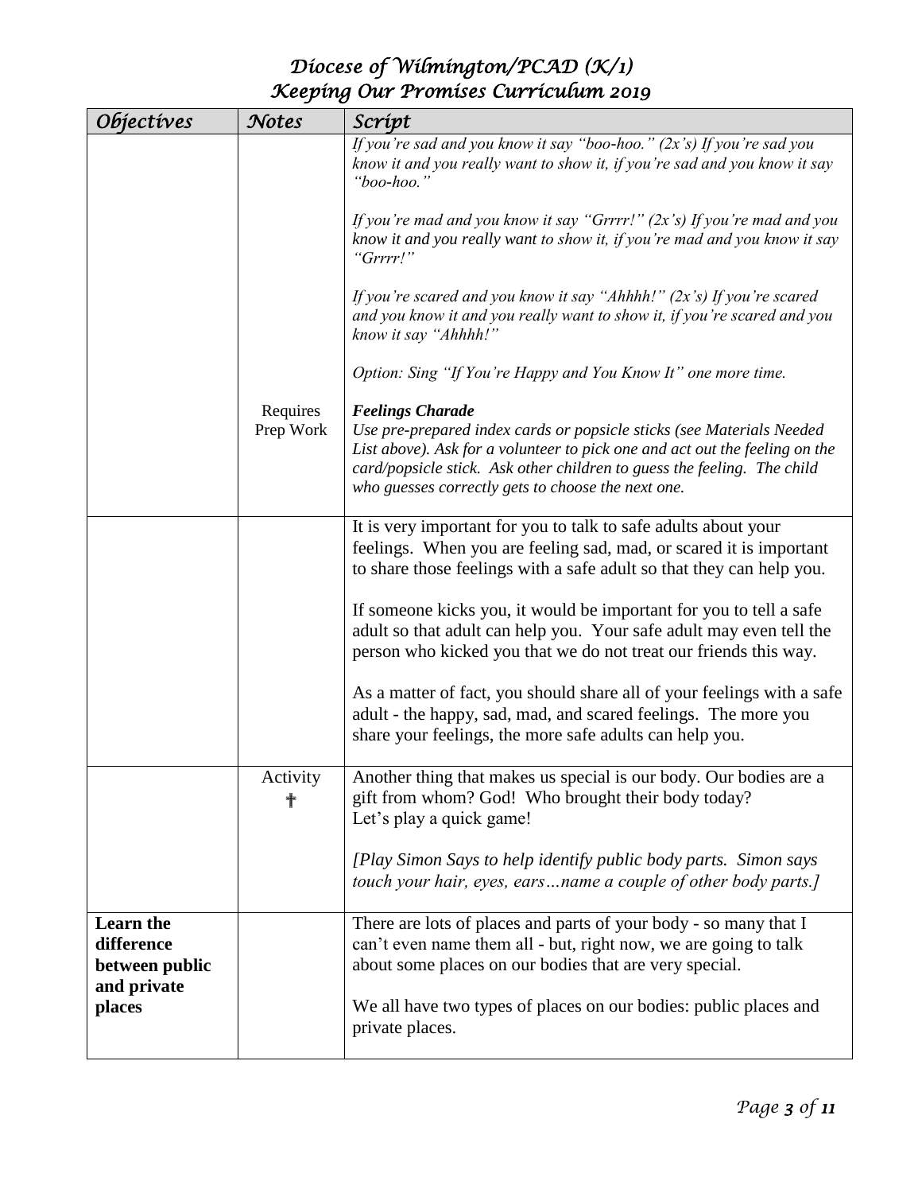| Objectives | Notes | Script |
|---|---|---|
| | | *If you're sad and you know it say "boo-hoo." (2x's) If you're sad you know it and you really want to show it, if you're sad and you know it say "boo-hoo."*<br><br>*If you're mad and you know it say "Grrrr!" (2x's) If you're mad and you know it and you really want to show it, if you're mad and you know it say "Grrrr!"*<br><br>*If you're scared and you know it say "Ahhhh!" (2x's) If you're scared and you know it and you really want to show it, if you're scared and you know it say "Ahhhh!"*<br><br>*Option: Sing "If You're Happy and You Know It" one more time.* |
| | Requires Prep Work | ***Feelings Charade***<br>*Use pre-prepared index cards or popsicle sticks (see Materials Needed List above). Ask for a volunteer to pick one and act out the feeling on the card/popsicle stick. Ask other children to guess the feeling. The child who guesses correctly gets to choose the next one.* |
| | | It is very important for you to talk to safe adults about your feelings. When you are feeling sad, mad, or scared it is important to share those feelings with a safe adult so that they can help you.<br><br>If someone kicks you, it would be important for you to tell a safe adult so that adult can help you. Your safe adult may even tell the person who kicked you that we do not treat our friends this way.<br><br>As a matter of fact, you should share all of your feelings with a safe adult - the happy, sad, mad, and scared feelings. The more you share your feelings, the more safe adults can help you. |
| | Activity ✝ | Another thing that makes us special is our body. Our bodies are a gift from whom? God! Who brought their body today?<br>Let's play a quick game!<br><br>*[Play Simon Says to help identify public body parts. Simon says touch your hair, eyes, ears…name a couple of other body parts.]* |
| **Learn the difference between public and private places** | | There are lots of places and parts of your body - so many that I can't even name them all - but, right now, we are going to talk about some places on our bodies that are very special.<br><br>We all have two types of places on our bodies: public places and private places. |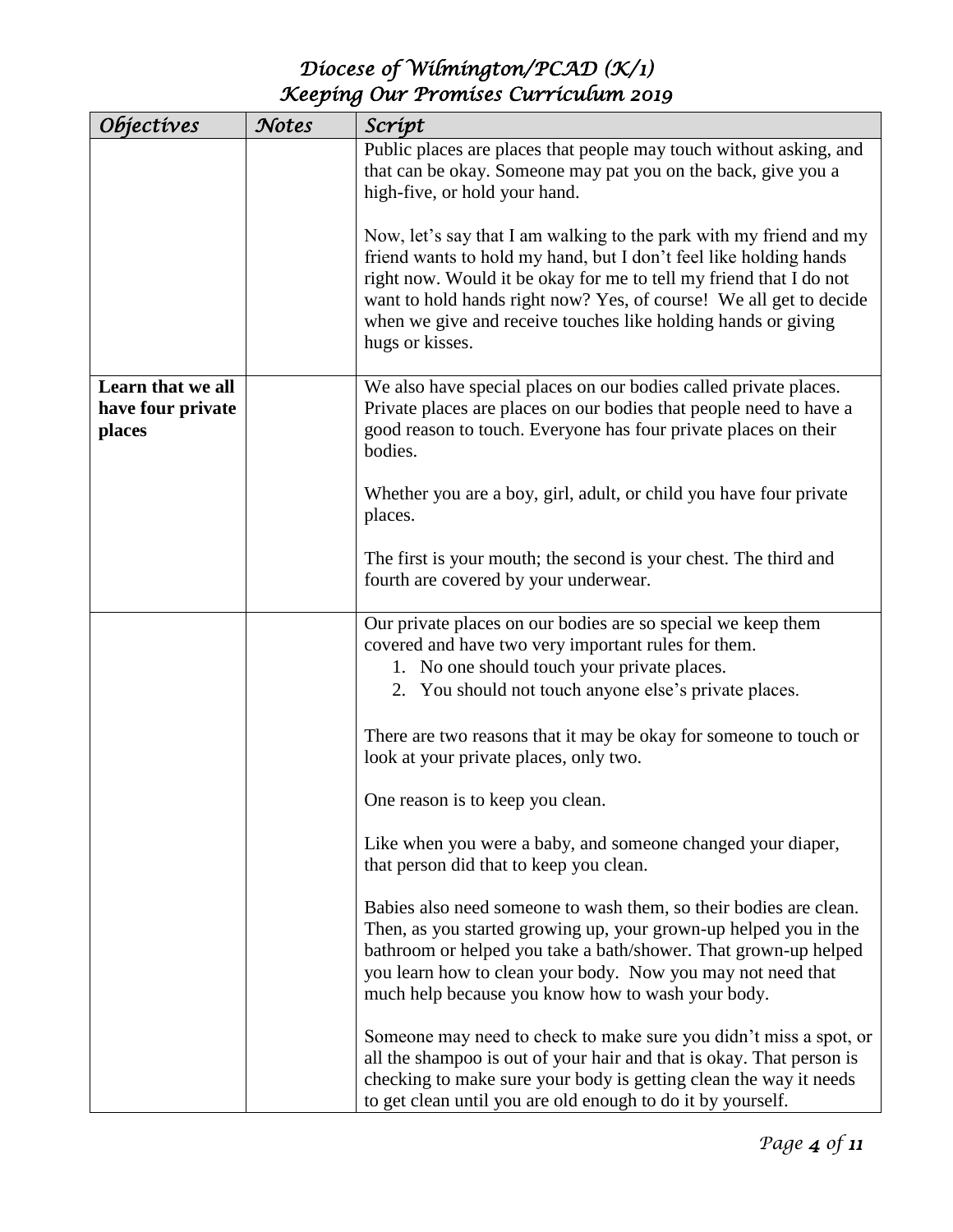| *Objectives* | *Notes* | *Script* |
|---|---|---|
| | | Public places are places that people may touch without asking, and that can be okay. Someone may pat you on the back, give you a high-five, or hold your hand.<br><br>Now, let's say that I am walking to the park with my friend and my friend wants to hold my hand, but I don't feel like holding hands right now. Would it be okay for me to tell my friend that I do not want to hold hands right now? Yes, of course! We all get to decide when we give and receive touches like holding hands or giving hugs or kisses. |
| **Learn that we all have four private places** | | We also have special places on our bodies called private places. Private places are places on our bodies that people need to have a good reason to touch. Everyone has four private places on their bodies.<br><br>Whether you are a boy, girl, adult, or child you have four private places.<br><br>The first is your mouth; the second is your chest. The third and fourth are covered by your underwear. |
| | | Our private places on our bodies are so special we keep them covered and have two very important rules for them.<br>1. No one should touch your private places.<br>2. You should not touch anyone else's private places.<br><br>There are two reasons that it may be okay for someone to touch or look at your private places, only two.<br><br>One reason is to keep you clean.<br><br>Like when you were a baby, and someone changed your diaper, that person did that to keep you clean.<br><br>Babies also need someone to wash them, so their bodies are clean. Then, as you started growing up, your grown-up helped you in the bathroom or helped you take a bath/shower. That grown-up helped you learn how to clean your body. Now you may not need that much help because you know how to wash your body.<br><br>Someone may need to check to make sure you didn't miss a spot, or all the shampoo is out of your hair and that is okay. That person is checking to make sure your body is getting clean the way it needs to get clean until you are old enough to do it by yourself. |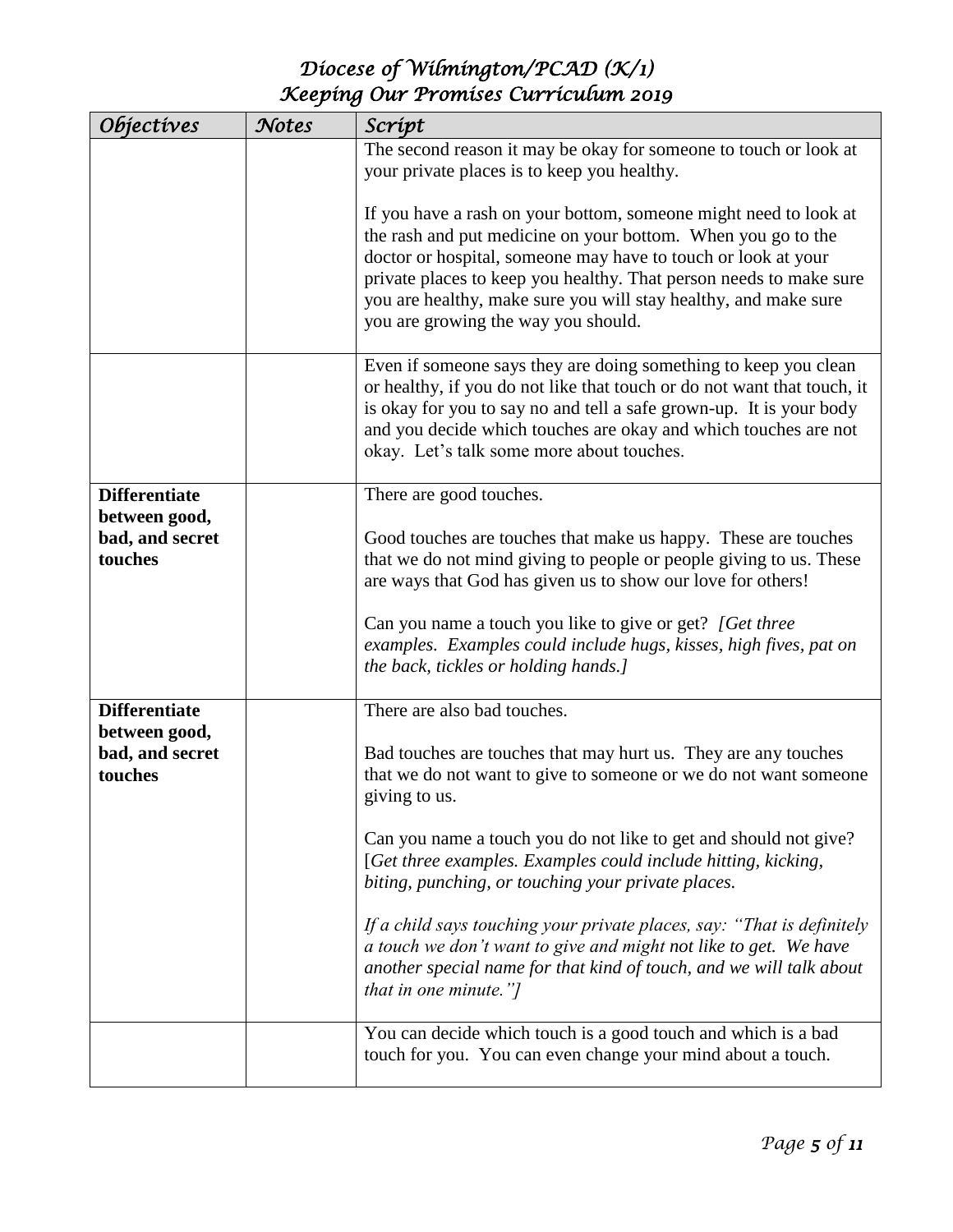| *Objectives* | *Notes* | *Script* |
| --- | --- | --- |
| | | The second reason it may be okay for someone to touch or look at your private places is to keep you healthy.<br><br>If you have a rash on your bottom, someone might need to look at the rash and put medicine on your bottom. When you go to the doctor or hospital, someone may have to touch or look at your private places to keep you healthy. That person needs to make sure you are healthy, make sure you will stay healthy, and make sure you are growing the way you should. |
| | | Even if someone says they are doing something to keep you clean or healthy, if you do not like that touch or do not want that touch, it is okay for you to say no and tell a safe grown-up. It is your body and you decide which touches are okay and which touches are not okay. Let's talk some more about touches. |
| **Differentiate between good, bad, and secret touches** | | There are good touches.<br><br>Good touches are touches that make us happy. These are touches that we do not mind giving to people or people giving to us. These are ways that God has given us to show our love for others!<br><br>Can you name a touch you like to give or get? *[Get three examples. Examples could include hugs, kisses, high fives, pat on the back, tickles or holding hands.]* |
| **Differentiate between good, bad, and secret touches** | | There are also bad touches.<br><br>Bad touches are touches that may hurt us. They are any touches that we do not want to give to someone or we do not want someone giving to us.<br><br>Can you name a touch you do not like to get and should not give? [*Get three examples. Examples could include hitting, kicking, biting, punching, or touching your private places.*<br><br>*If a child says touching your private places, say: "That is definitely a touch we don't want to give and might not like to get. We have another special name for that kind of touch, and we will talk about that in one minute."]* |
| | | You can decide which touch is a good touch and which is a bad touch for you. You can even change your mind about a touch. |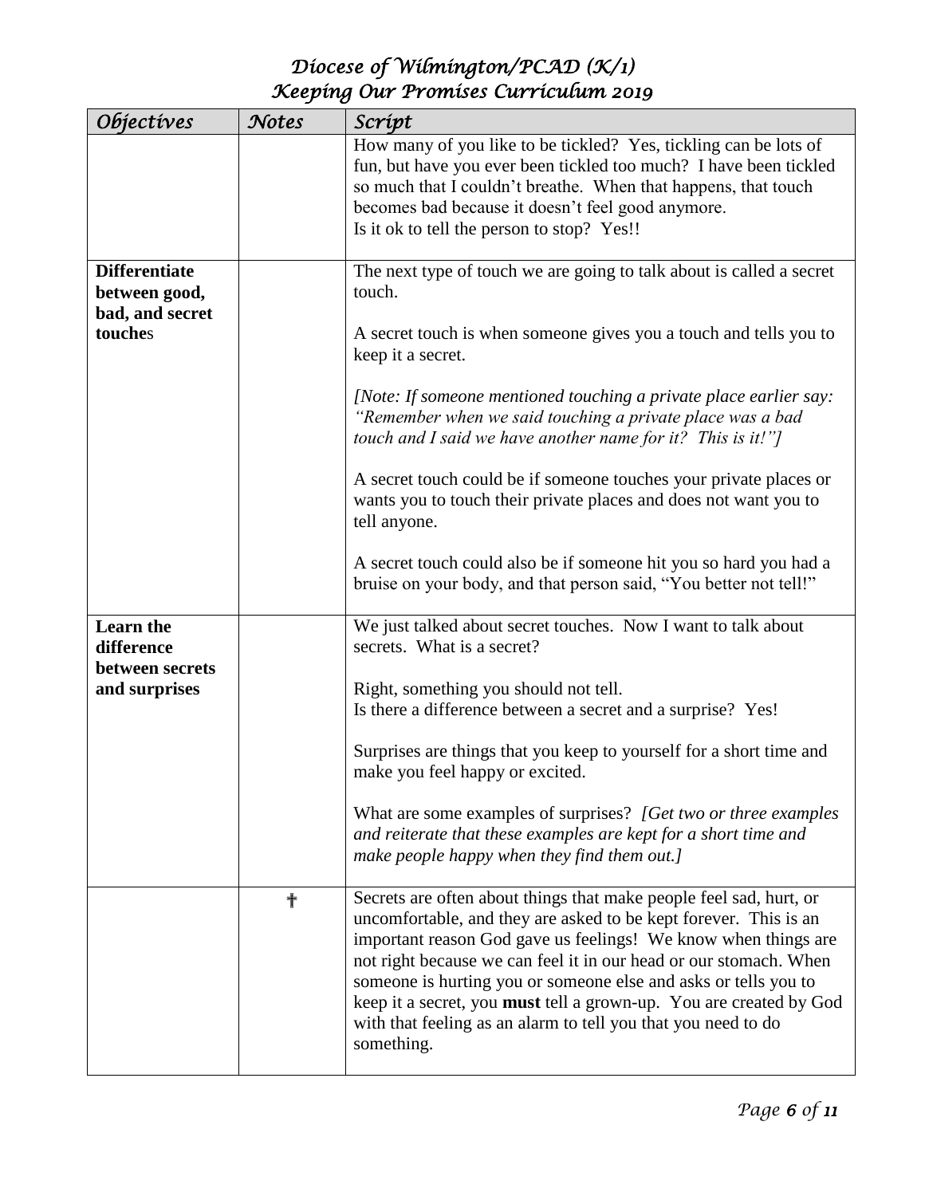| *Objectives* | *Notes* | *Script* |
|---|---|---|
| | | How many of you like to be tickled? Yes, tickling can be lots of fun, but have you ever been tickled too much? I have been tickled so much that I couldn't breathe. When that happens, that touch becomes bad because it doesn't feel good anymore.<br>Is it ok to tell the person to stop? Yes!! |
| **Differentiate between good, bad, and secret touches** | | The next type of touch we are going to talk about is called a secret touch.<br><br>A secret touch is when someone gives you a touch and tells you to keep it a secret.<br><br>*[Note: If someone mentioned touching a private place earlier say: "Remember when we said touching a private place was a bad touch and I said we have another name for it? This is it!"]*<br><br>A secret touch could be if someone touches your private places or wants you to touch their private places and does not want you to tell anyone.<br><br>A secret touch could also be if someone hit you so hard you had a bruise on your body, and that person said, "You better not tell!" |
| **Learn the difference between secrets and surprises** | | We just talked about secret touches. Now I want to talk about secrets. What is a secret?<br><br>Right, something you should not tell.<br>Is there a difference between a secret and a surprise? Yes!<br><br>Surprises are things that you keep to yourself for a short time and make you feel happy or excited.<br><br>What are some examples of surprises? *[Get two or three examples and reiterate that these examples are kept for a short time and make people happy when they find them out.]* |
| | ✝ | Secrets are often about things that make people feel sad, hurt, or uncomfortable, and they are asked to be kept forever. This is an important reason God gave us feelings! We know when things are not right because we can feel it in our head or our stomach. When someone is hurting you or someone else and asks or tells you to keep it a secret, you **must** tell a grown-up. You are created by God with that feeling as an alarm to tell you that you need to do something. |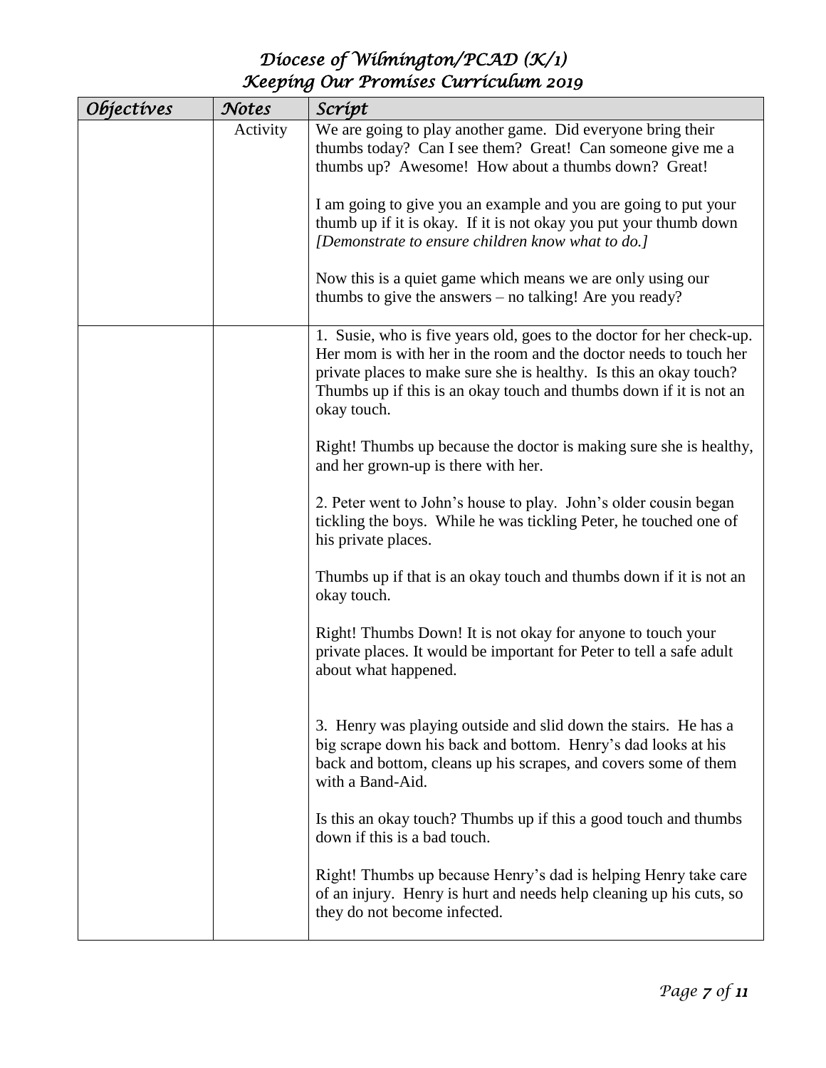| *Objectives* | *Notes* | *Script* |
|---|---|---|
| | Activity | We are going to play another game. Did everyone bring their thumbs today? Can I see them? Great! Can someone give me a thumbs up? Awesome! How about a thumbs down? Great!<br><br>I am going to give you an example and you are going to put your thumb up if it is okay. If it is not okay you put your thumb down *[Demonstrate to ensure children know what to do.]*<br><br>Now this is a quiet game which means we are only using our thumbs to give the answers – no talking! Are you ready? |
| | | 1. Susie, who is five years old, goes to the doctor for her check-up. Her mom is with her in the room and the doctor needs to touch her private places to make sure she is healthy. Is this an okay touch? Thumbs up if this is an okay touch and thumbs down if it is not an okay touch.<br><br>Right! Thumbs up because the doctor is making sure she is healthy, and her grown-up is there with her.<br><br>2. Peter went to John's house to play. John's older cousin began tickling the boys. While he was tickling Peter, he touched one of his private places.<br><br>Thumbs up if that is an okay touch and thumbs down if it is not an okay touch.<br><br>Right! Thumbs Down! It is not okay for anyone to touch your private places. It would be important for Peter to tell a safe adult about what happened.<br><br>3. Henry was playing outside and slid down the stairs. He has a big scrape down his back and bottom. Henry's dad looks at his back and bottom, cleans up his scrapes, and covers some of them with a Band-Aid.<br><br>Is this an okay touch? Thumbs up if this a good touch and thumbs down if this is a bad touch.<br><br>Right! Thumbs up because Henry's dad is helping Henry take care of an injury. Henry is hurt and needs help cleaning up his cuts, so they do not become infected. |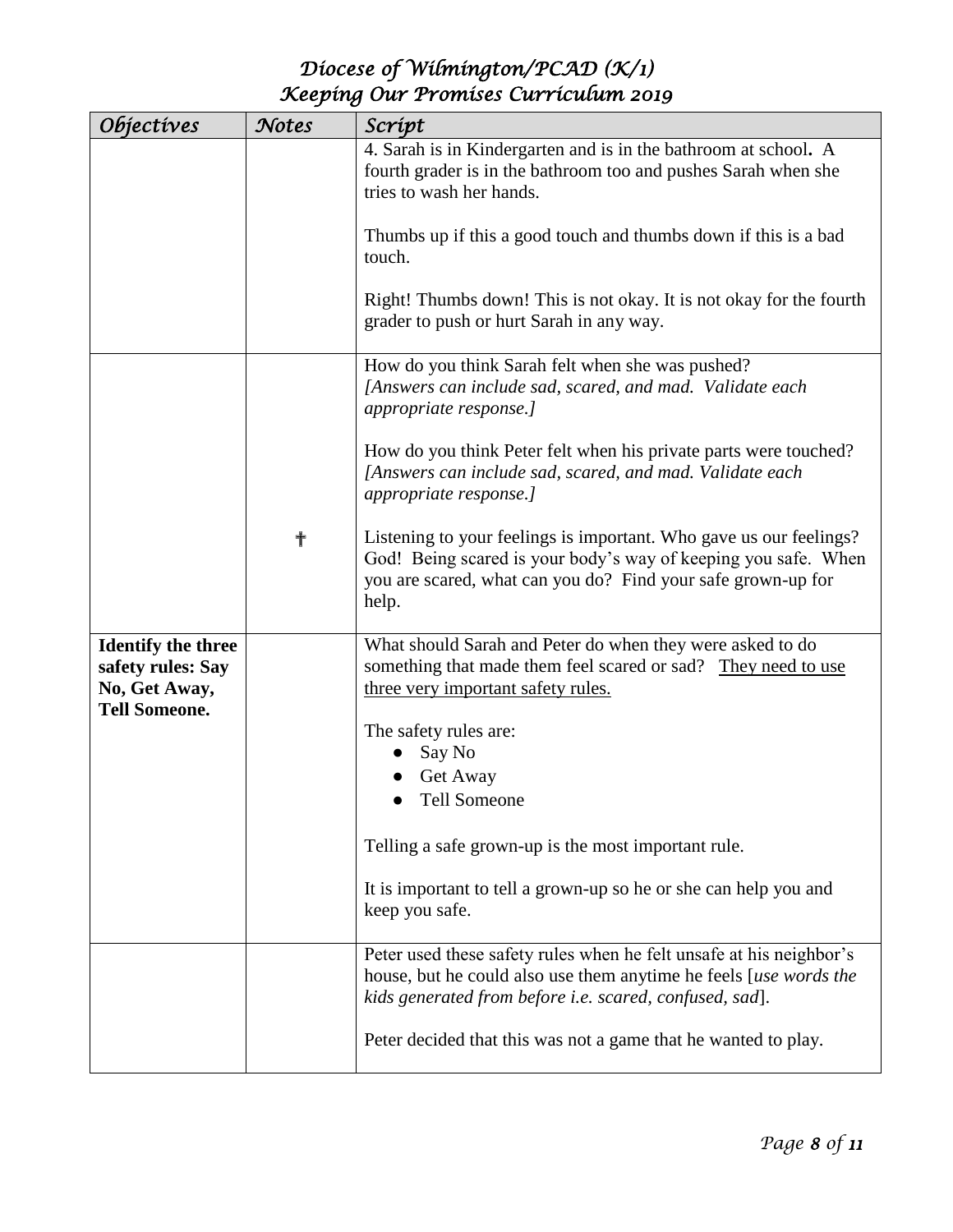| *Objectives* | *Notes* | *Script* |
|---|---|---|
| | | 4. Sarah is in Kindergarten and is in the bathroom at school. A fourth grader is in the bathroom too and pushes Sarah when she tries to wash her hands.<br><br>Thumbs up if this a good touch and thumbs down if this is a bad touch.<br><br>Right! Thumbs down! This is not okay. It is not okay for the fourth grader to push or hurt Sarah in any way. |
| | ✝ | How do you think Sarah felt when she was pushed?<br>*[Answers can include sad, scared, and mad. Validate each appropriate response.]*<br><br>How do you think Peter felt when his private parts were touched?<br>*[Answers can include sad, scared, and mad. Validate each appropriate response.]*<br><br>Listening to your feelings is important. Who gave us our feelings? God! Being scared is your body's way of keeping you safe. When you are scared, what can you do? Find your safe grown-up for help. |
| **Identify the three safety rules: Say No, Get Away, Tell Someone.** | | What should Sarah and Peter do when they were asked to do something that made them feel scared or sad? <u>They need to use three very important safety rules.</u><br><br>The safety rules are:<br>● Say No<br>● Get Away<br>● Tell Someone<br><br>Telling a safe grown-up is the most important rule.<br><br>It is important to tell a grown-up so he or she can help you and keep you safe. |
| | | Peter used these safety rules when he felt unsafe at his neighbor's house, but he could also use them anytime he feels [*use words the kids generated from before i.e. scared, confused, sad*].<br><br>Peter decided that this was not a game that he wanted to play. |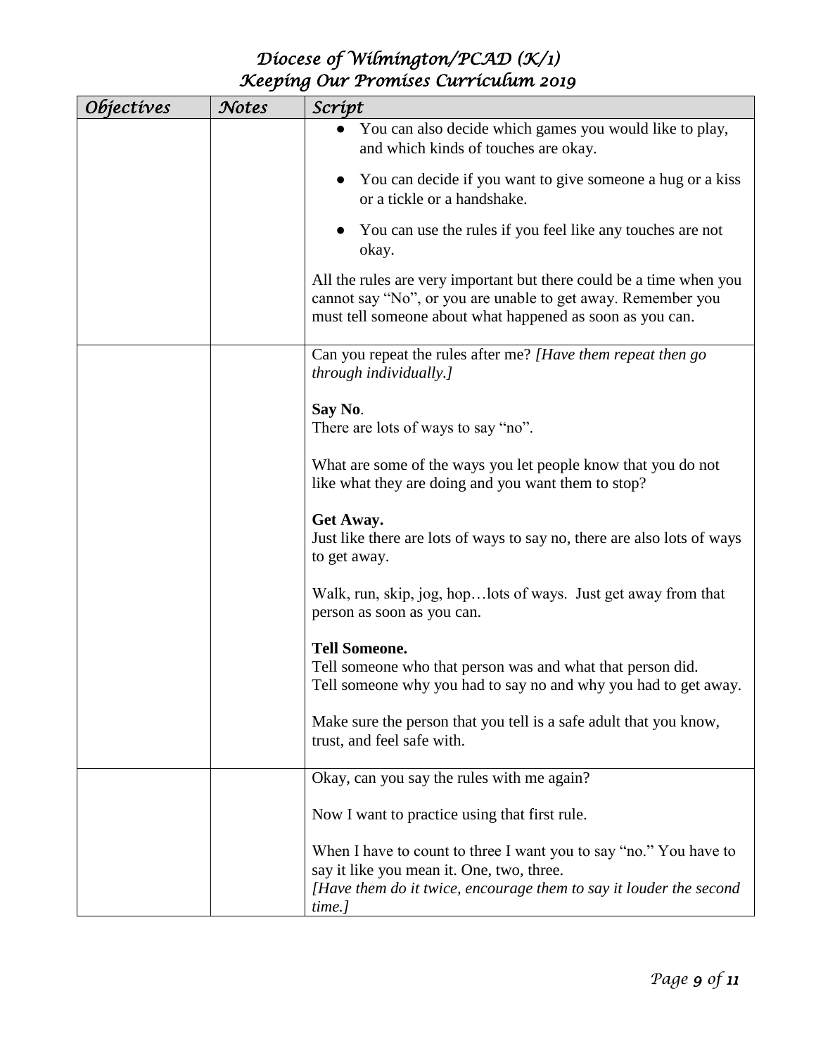| Objectives | Notes | Script |
|---|---|---|
| | | • You can also decide which games you would like to play, and which kinds of touches are okay.<br><br>• You can decide if you want to give someone a hug or a kiss or a tickle or a handshake.<br><br>• You can use the rules if you feel like any touches are not okay.<br><br>All the rules are very important but there could be a time when you cannot say "No", or you are unable to get away. Remember you must tell someone about what happened as soon as you can. |
| | | Can you repeat the rules after me? *[Have them repeat then go through individually.]*<br><br>**Say No**.<br>There are lots of ways to say "no".<br><br>What are some of the ways you let people know that you do not like what they are doing and you want them to stop?<br><br>**Get Away.**<br>Just like there are lots of ways to say no, there are also lots of ways to get away.<br><br>Walk, run, skip, jog, hop…lots of ways. Just get away from that person as soon as you can.<br><br>**Tell Someone.**<br>Tell someone who that person was and what that person did.<br>Tell someone why you had to say no and why you had to get away.<br><br>Make sure the person that you tell is a safe adult that you know, trust, and feel safe with. |
| | | Okay, can you say the rules with me again?<br><br>Now I want to practice using that first rule.<br><br>When I have to count to three I want you to say "no." You have to say it like you mean it. One, two, three.<br>*[Have them do it twice, encourage them to say it louder the second time.]* |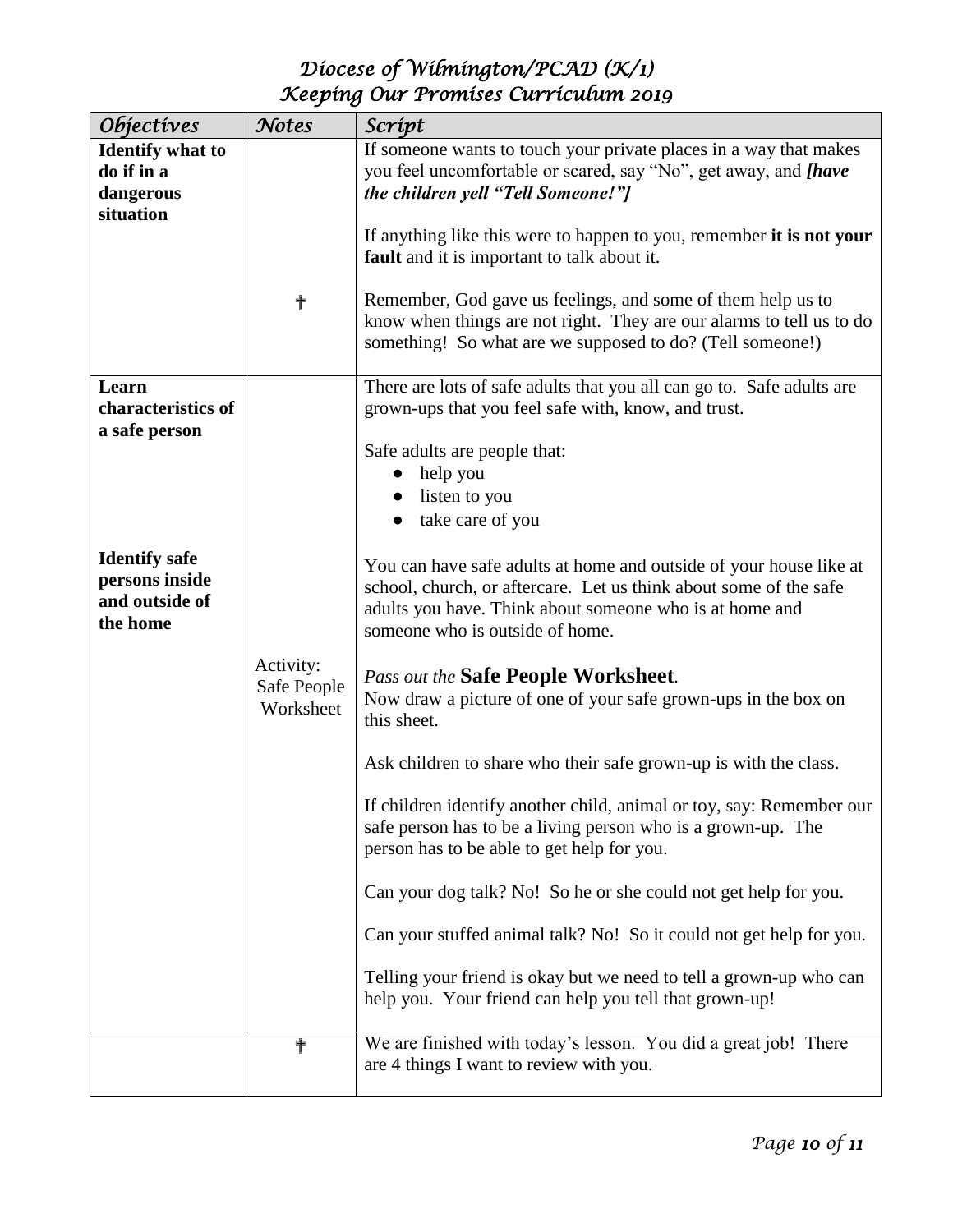| *Objectives* | *Notes* | *Script* |
|---|---|---|
| **Identify what to do if in a dangerous situation** | † | If someone wants to touch your private places in a way that makes you feel uncomfortable or scared, say "No", get away, and ***[have the children yell "Tell Someone!"]*** <br><br> If anything like this were to happen to you, remember **it is not your fault** and it is important to talk about it. <br><br> Remember, God gave us feelings, and some of them help us to know when things are not right. They are our alarms to tell us to do something! So what are we supposed to do? (Tell someone!) |
| **Learn characteristics of a safe person** <br><br> **Identify safe persons inside and outside of the home** | Activity: Safe People Worksheet | There are lots of safe adults that you all can go to. Safe adults are grown-ups that you feel safe with, know, and trust. <br><br> Safe adults are people that: <br> • help you <br> • listen to you <br> • take care of you <br><br> You can have safe adults at home and outside of your house like at school, church, or aftercare. Let us think about some of the safe adults you have. Think about someone who is at home and someone who is outside of home. <br><br> *Pass out the* **Safe People Worksheet**. <br> Now draw a picture of one of your safe grown-ups in the box on this sheet. <br><br> Ask children to share who their safe grown-up is with the class. <br><br> If children identify another child, animal or toy, say: Remember our safe person has to be a living person who is a grown-up. The person has to be able to get help for you. <br><br> Can your dog talk? No! So he or she could not get help for you. <br><br> Can your stuffed animal talk? No! So it could not get help for you. <br><br> Telling your friend is okay but we need to tell a grown-up who can help you. Your friend can help you tell that grown-up! |
| | † | We are finished with today's lesson. You did a great job! There are 4 things I want to review with you. |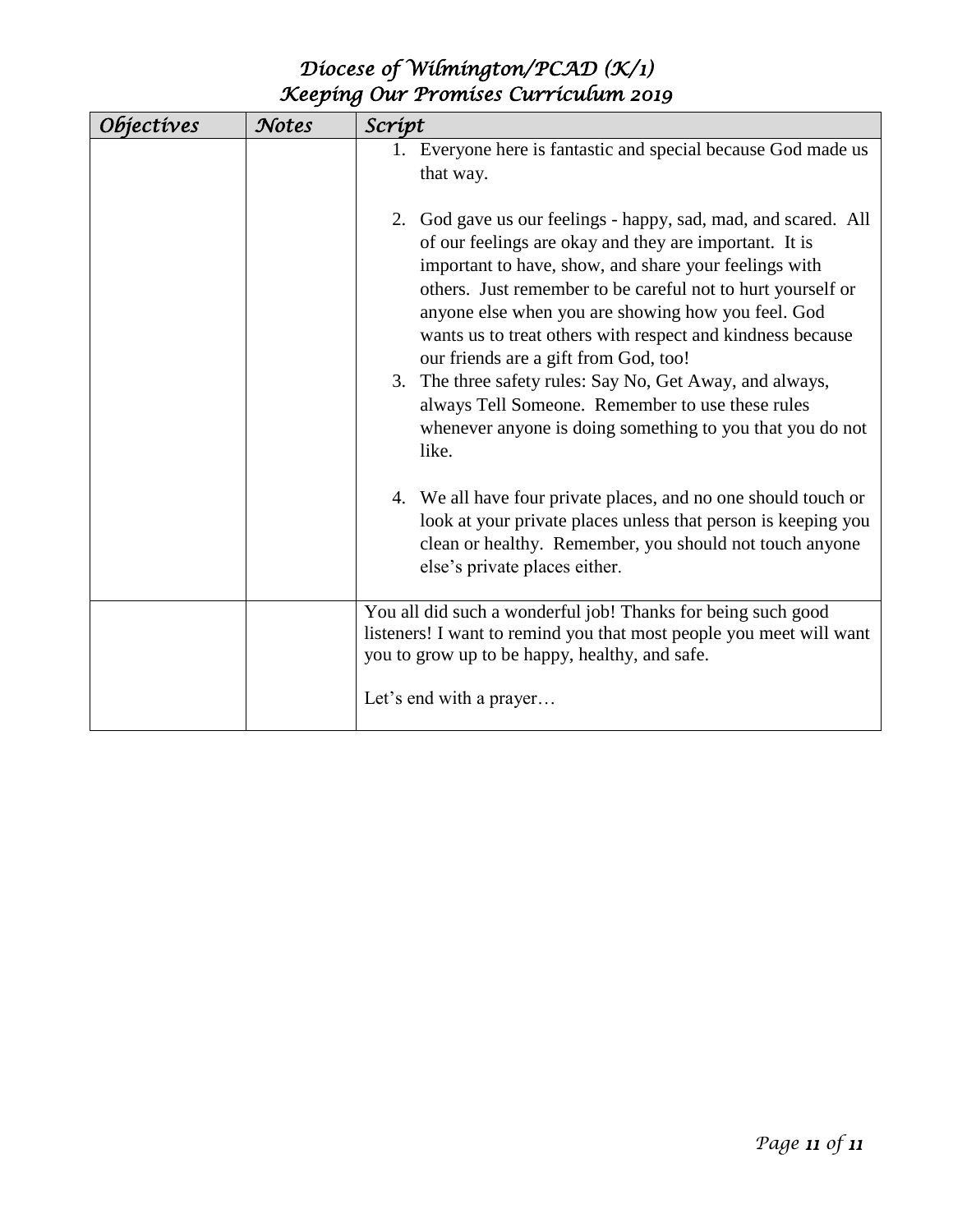| Objectives | Notes | Script |
| --- | --- | --- |
| | | 1. Everyone here is fantastic and special because God made us that way. <br><br> 2. God gave us our feelings - happy, sad, mad, and scared. All of our feelings are okay and they are important. It is important to have, show, and share your feelings with others. Just remember to be careful not to hurt yourself or anyone else when you are showing how you feel. God wants us to treat others with respect and kindness because our friends are a gift from God, too! <br> 3. The three safety rules: Say No, Get Away, and always, always Tell Someone. Remember to use these rules whenever anyone is doing something to you that you do not like. <br><br> 4. We all have four private places, and no one should touch or look at your private places unless that person is keeping you clean or healthy. Remember, you should not touch anyone else's private places either. |
| | | You all did such a wonderful job! Thanks for being such good listeners! I want to remind you that most people you meet will want you to grow up to be happy, healthy, and safe. <br><br> Let's end with a prayer… |